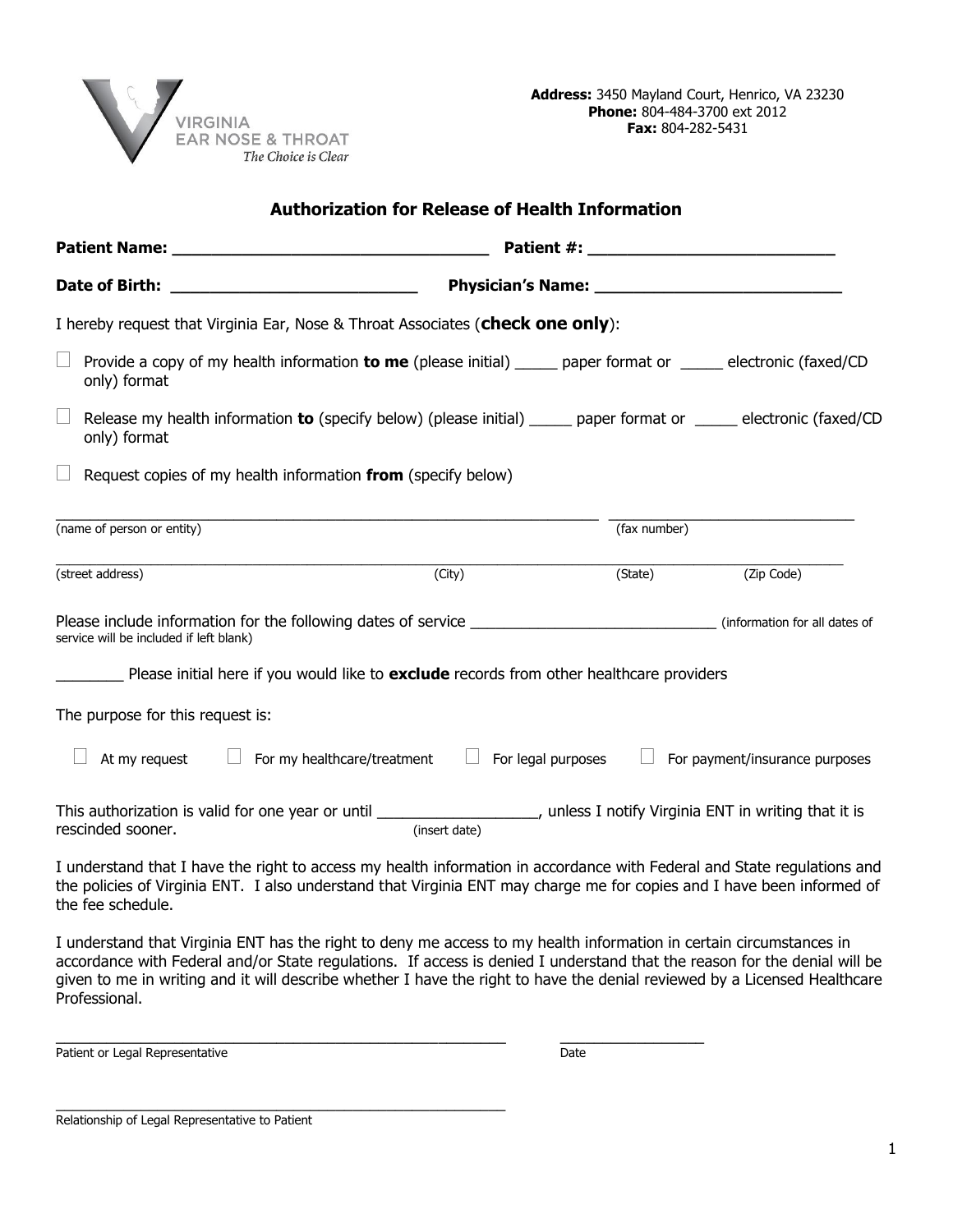VIRGINIA EAR NOSE & THROAT
*The Choice is Clear*

**Address:** 3450 Mayland Court, Henrico, VA 23230
**Phone:** 804-484-3700 ext 2012
**Fax:** 804-282-5431

## Authorization for Release of Health Information

**Patient Name: ___________________________________ Patient #: ___________________________**

**Date of Birth: ___________________________ Physician's Name: ___________________________**

I hereby request that Virginia Ear, Nose & Throat Associates (**check one only**):

☐ Provide a copy of my health information **to me** (please initial) _____ paper format or _____ electronic (faxed/CD only) format

☐ Release my health information **to** (specify below) (please initial) _____ paper format or _____ electronic (faxed/CD only) format

☐ Request copies of my health information **from** (specify below)

_____________________________________________________________________ ______________________________
(name of person or entity) (fax number)

_____________________________________________________________________________________________________
(street address) (City) (State) (Zip Code)

Please include information for the following dates of service ______________________________ (information for all dates of service will be included if left blank)

________ Please initial here if you would like to **exclude** records from other healthcare providers

The purpose for this request is:

☐ At my request ☐ For my healthcare/treatment ☐ For legal purposes ☐ For payment/insurance purposes

This authorization is valid for one year or until ___________________ (insert date), unless I notify Virginia ENT in writing that it is rescinded sooner.

I understand that I have the right to access my health information in accordance with Federal and State regulations and the policies of Virginia ENT. I also understand that Virginia ENT may charge me for copies and I have been informed of the fee schedule.

I understand that Virginia ENT has the right to deny me access to my health information in certain circumstances in accordance with Federal and/or State regulations. If access is denied I understand that the reason for the denial will be given to me in writing and it will describe whether I have the right to have the denial reviewed by a Licensed Healthcare Professional.

________________________________________________________ __________________
Patient or Legal Representative Date

________________________________________________________
Relationship of Legal Representative to Patient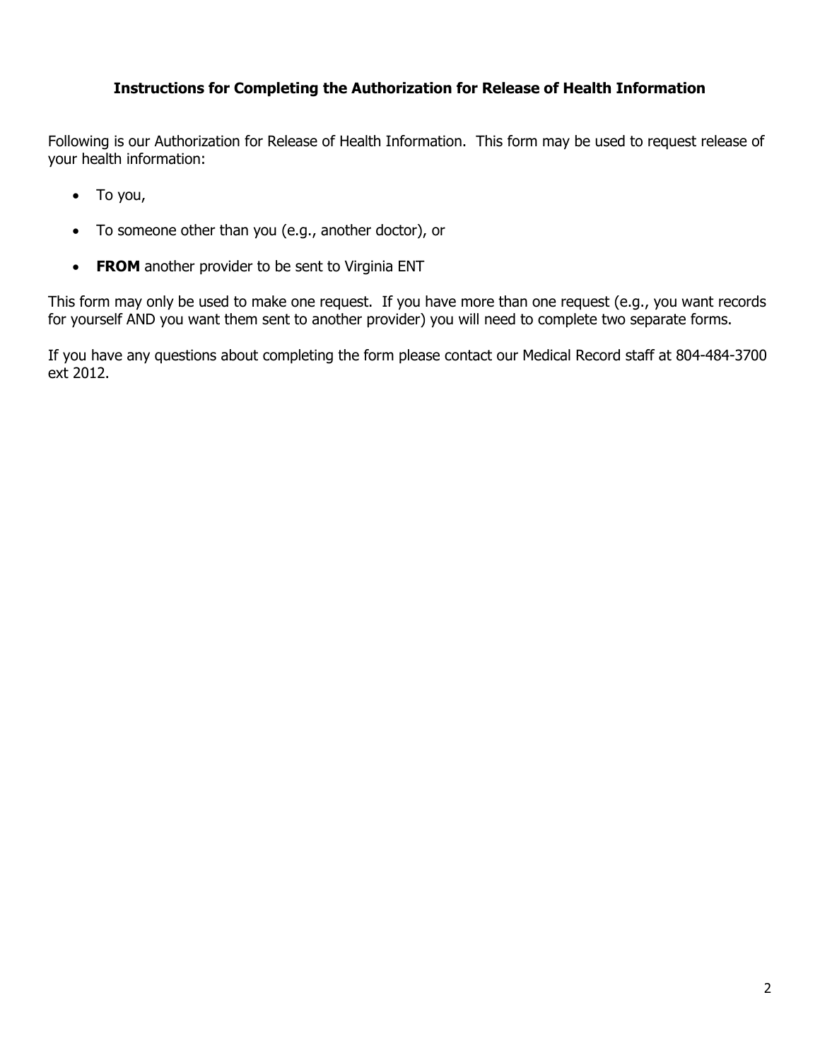## Instructions for Completing the Authorization for Release of Health Information

Following is our Authorization for Release of Health Information. This form may be used to request release of your health information:

- To you,
- To someone other than you (e.g., another doctor), or
- **FROM** another provider to be sent to Virginia ENT

This form may only be used to make one request. If you have more than one request (e.g., you want records for yourself AND you want them sent to another provider) you will need to complete two separate forms.

If you have any questions about completing the form please contact our Medical Record staff at 804-484-3700 ext 2012.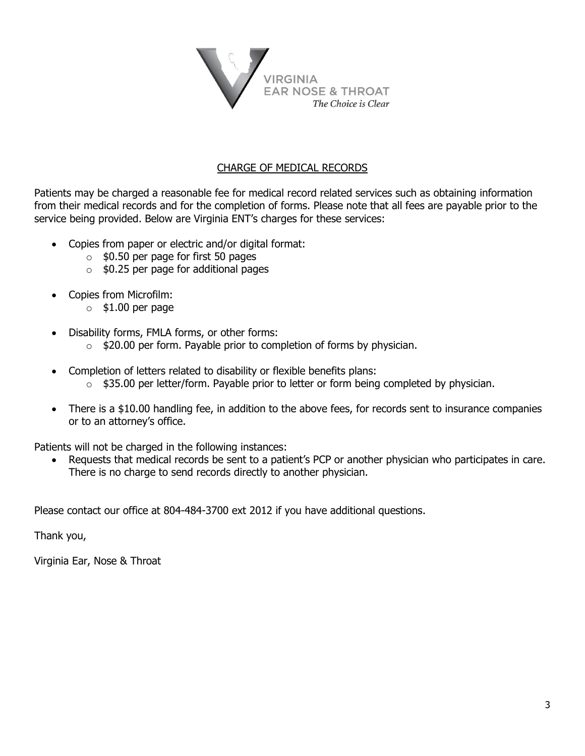VIRGINIA
EAR NOSE & THROAT
*The Choice is Clear*

## CHARGE OF MEDICAL RECORDS

Patients may be charged a reasonable fee for medical record related services such as obtaining information from their medical records and for the completion of forms. Please note that all fees are payable prior to the service being provided. Below are Virginia ENT's charges for these services:

- Copies from paper or electric and/or digital format:
  - $0.50 per page for first 50 pages
  - $0.25 per page for additional pages
- Copies from Microfilm:
  - $1.00 per page
- Disability forms, FMLA forms, or other forms:
  - $20.00 per form. Payable prior to completion of forms by physician.
- Completion of letters related to disability or flexible benefits plans:
  - $35.00 per letter/form. Payable prior to letter or form being completed by physician.
- There is a $10.00 handling fee, in addition to the above fees, for records sent to insurance companies or to an attorney's office.

Patients will not be charged in the following instances:

- Requests that medical records be sent to a patient's PCP or another physician who participates in care. There is no charge to send records directly to another physician.

Please contact our office at 804-484-3700 ext 2012 if you have additional questions.

Thank you,

Virginia Ear, Nose & Throat